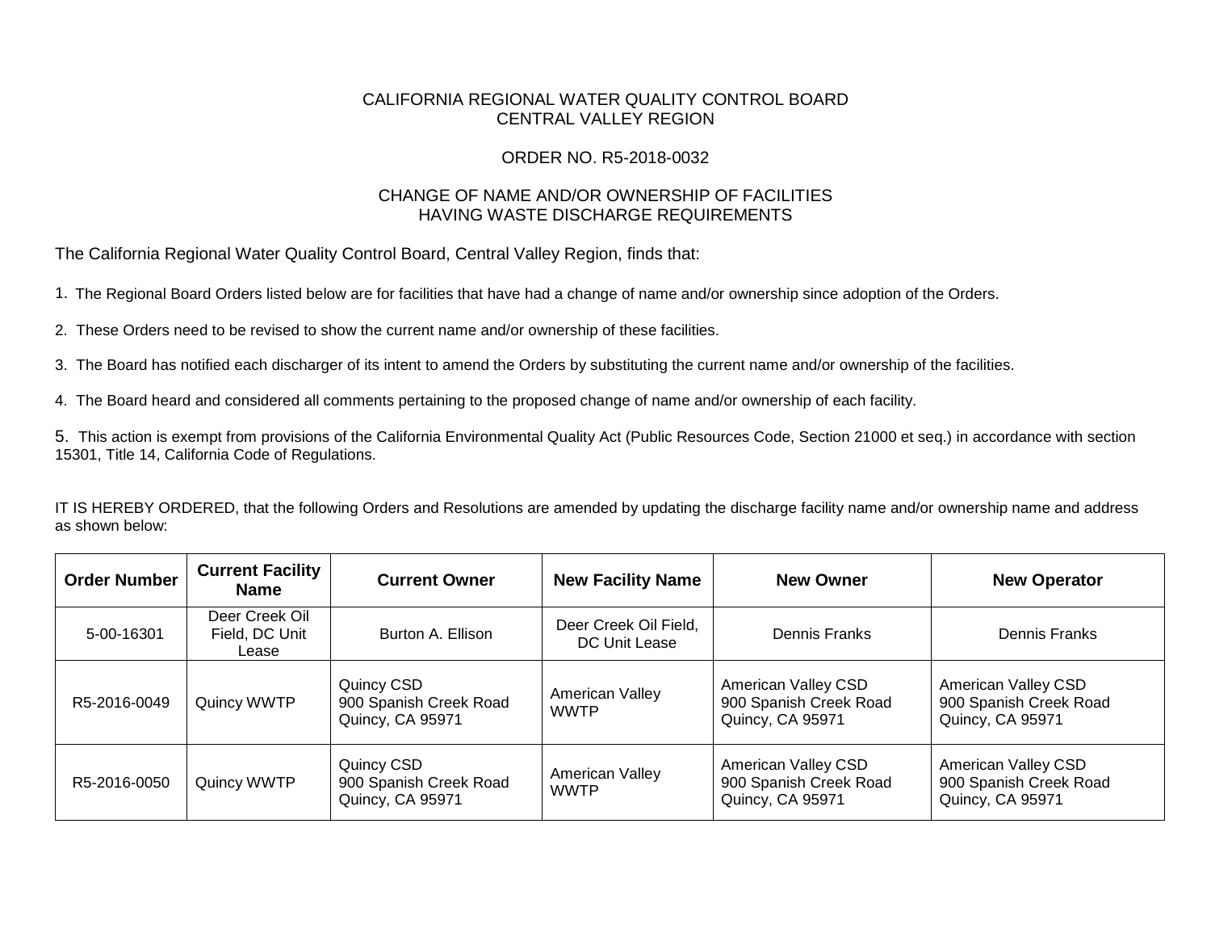CALIFORNIA REGIONAL WATER QUALITY CONTROL BOARD
CENTRAL VALLEY REGION

ORDER NO. R5-2018-0032

CHANGE OF NAME AND/OR OWNERSHIP OF FACILITIES
HAVING WASTE DISCHARGE REQUIREMENTS

The California Regional Water Quality Control Board, Central Valley Region, finds that:

1. The Regional Board Orders listed below are for facilities that have had a change of name and/or ownership since adoption of the Orders.

2. These Orders need to be revised to show the current name and/or ownership of these facilities.

3. The Board has notified each discharger of its intent to amend the Orders by substituting the current name and/or ownership of the facilities.

4. The Board heard and considered all comments pertaining to the proposed change of name and/or ownership of each facility.

5. This action is exempt from provisions of the California Environmental Quality Act (Public Resources Code, Section 21000 et seq.) in accordance with section 15301, Title 14, California Code of Regulations.

IT IS HEREBY ORDERED, that the following Orders and Resolutions are amended by updating the discharge facility name and/or ownership name and address as shown below:

| Order Number | Current Facility Name | Current Owner | New Facility Name | New Owner | New Operator |
|---|---|---|---|---|---|
| 5-00-16301 | Deer Creek Oil Field, DC Unit Lease | Burton A. Ellison | Deer Creek Oil Field, DC Unit Lease | Dennis Franks | Dennis Franks |
| R5-2016-0049 | Quincy WWTP | Quincy CSD<br>900 Spanish Creek Road<br>Quincy, CA 95971 | American Valley WWTP | American Valley CSD<br>900 Spanish Creek Road<br>Quincy, CA 95971 | American Valley CSD<br>900 Spanish Creek Road<br>Quincy, CA 95971 |
| R5-2016-0050 | Quincy WWTP | Quincy CSD<br>900 Spanish Creek Road<br>Quincy, CA 95971 | American Valley WWTP | American Valley CSD<br>900 Spanish Creek Road<br>Quincy, CA 95971 | American Valley CSD<br>900 Spanish Creek Road<br>Quincy, CA 95971 |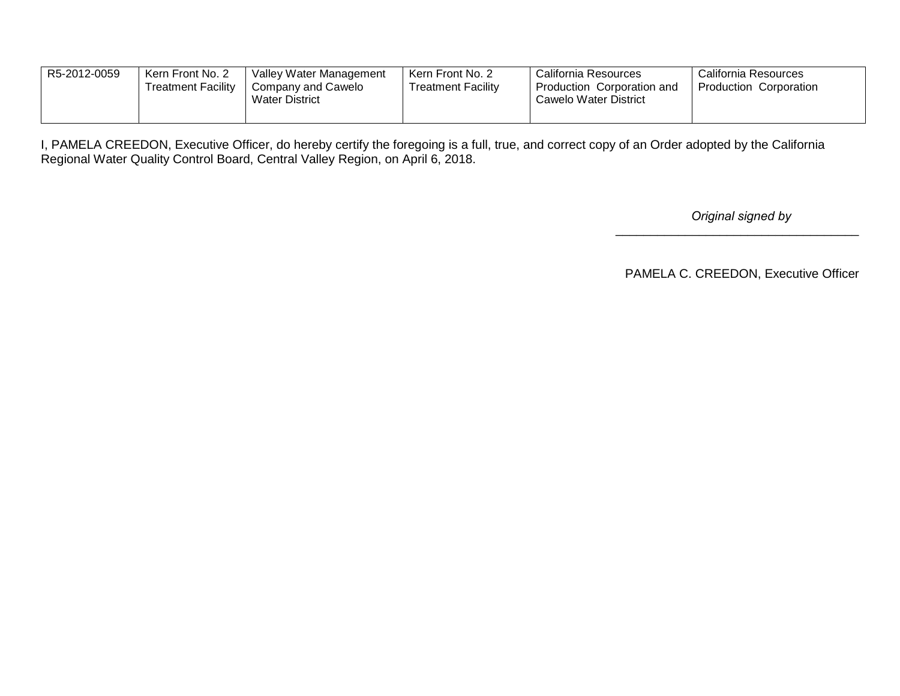| | | | | | |
|---|---|---|---|---|---|
| R5-2012-0059 | Kern Front No. 2 Treatment Facility | Valley Water Management Company and Cawelo Water District | Kern Front No. 2 Treatment Facility | California Resources Production Corporation and Cawelo Water District | California Resources Production Corporation |

I, PAMELA CREEDON, Executive Officer, do hereby certify the foregoing is a full, true, and correct copy of an Order adopted by the California Regional Water Quality Control Board, Central Valley Region, on April 6, 2018.

*Original signed by*

______________________________

PAMELA C. CREEDON, Executive Officer